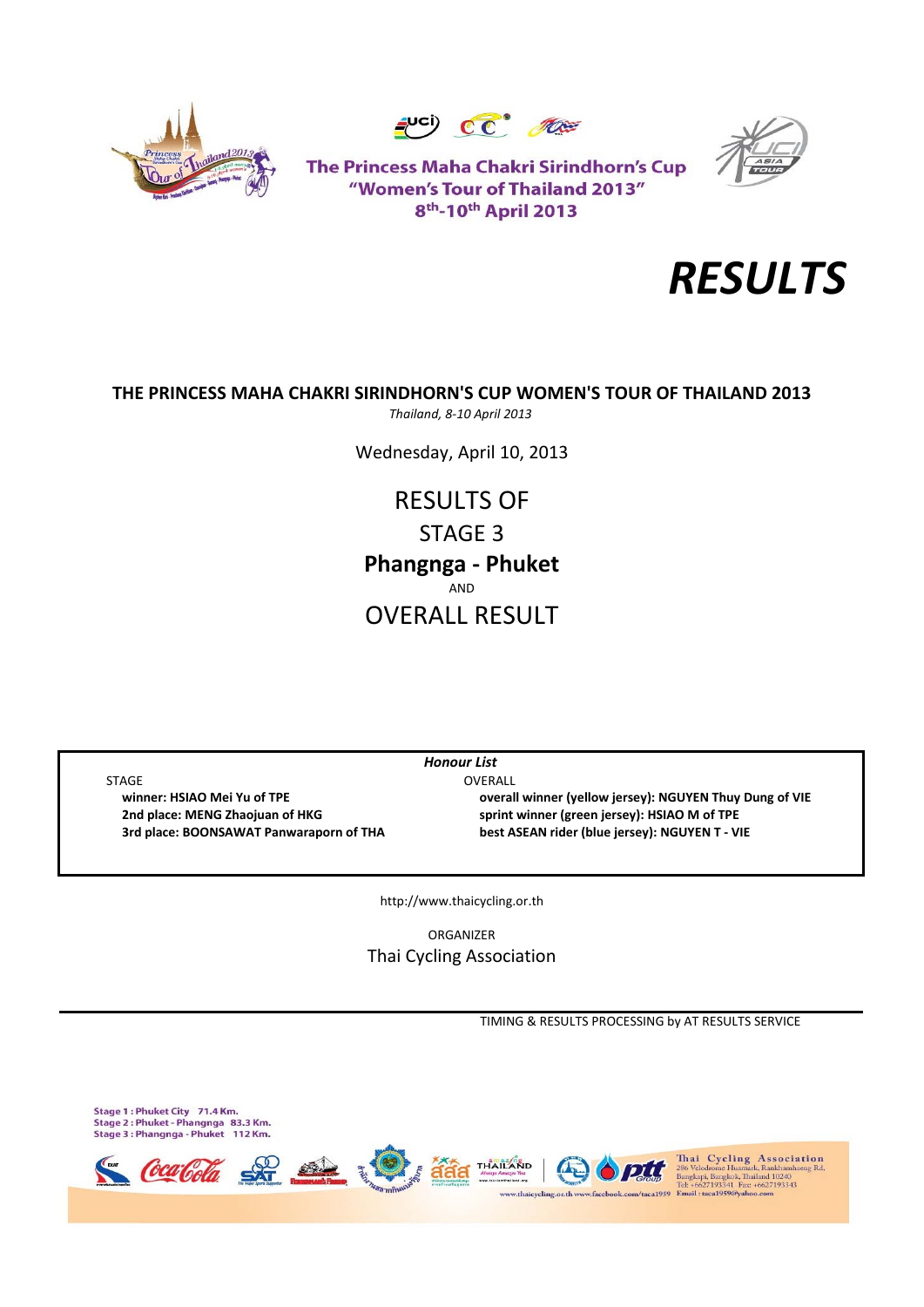The Princess Maha Chakri Sirindhorn's Cup
"Women's Tour of Thailand 2013"
8th-10th April 2013

# RESULTS

## THE PRINCESS MAHA CHAKRI SIRINDHORN'S CUP WOMEN'S TOUR OF THAILAND 2013

*Thailand, 8-10 April 2013*

Wednesday, April 10, 2013

RESULTS OF

STAGE 3

**Phangnga - Phuket**

AND

OVERALL RESULT

***Honour List***

STAGE

- **winner: HSIAO Mei Yu of TPE**
- **2nd place: MENG Zhaojuan of HKG**
- **3rd place: BOONSAWAT Panwaraporn of THA**

OVERALL

- **overall winner (yellow jersey): NGUYEN Thuy Dung of VIE**
- **sprint winner (green jersey): HSIAO M of TPE**
- **best ASEAN rider (blue jersey): NGUYEN T - VIE**

http://www.thaicycling.or.th

ORGANIZER

Thai Cycling Association

TIMING & RESULTS PROCESSING by AT RESULTS SERVICE

Stage 1 : Phuket City 71.4 Km.
Stage 2 : Phuket - Phangnga 83.3 Km.
Stage 3 : Phangnga - Phuket 112 Km.

Thai Cycling Association
286 Velodrome Huamark, Ramkhamhaeng Rd, Bangkapi, Bangkok, Thailand 10240
Tel: +6627193341 Fax: +6627193343
www.thaicycling.or.th www.facebook.com/taca1959 Email : taca1959@yahoo.com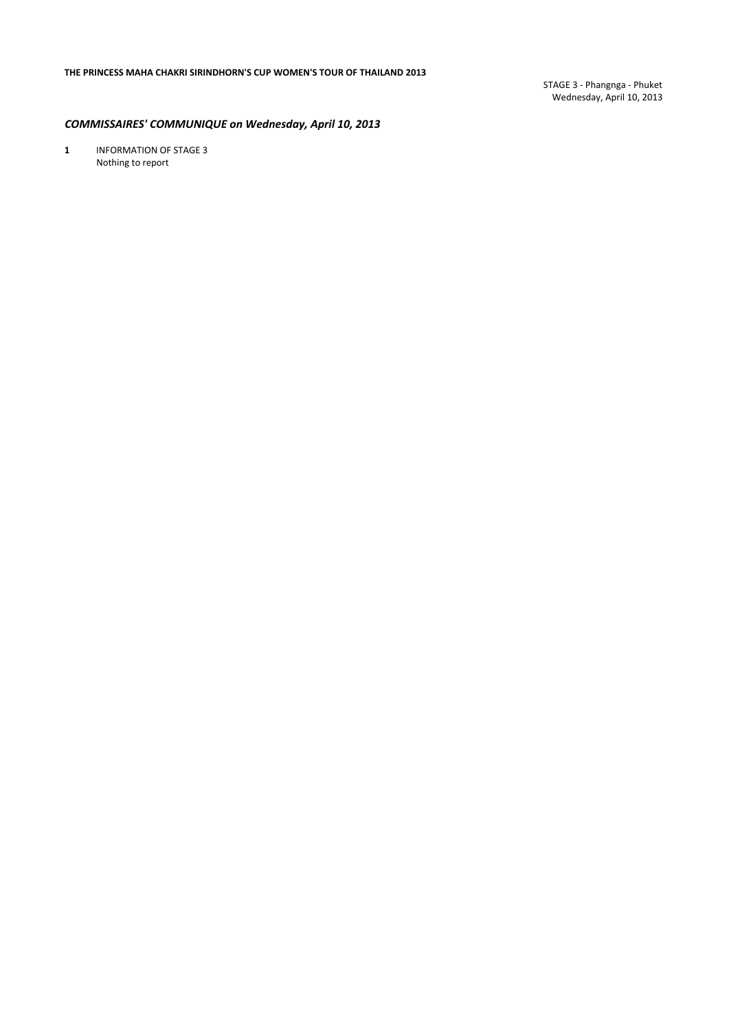**THE PRINCESS MAHA CHAKRI SIRINDHORN'S CUP WOMEN'S TOUR OF THAILAND 2013**

STAGE 3 - Phangnga - Phuket
Wednesday, April 10, 2013

## *COMMISSAIRES' COMMUNIQUE on Wednesday, April 10, 2013*

**1** INFORMATION OF STAGE 3
Nothing to report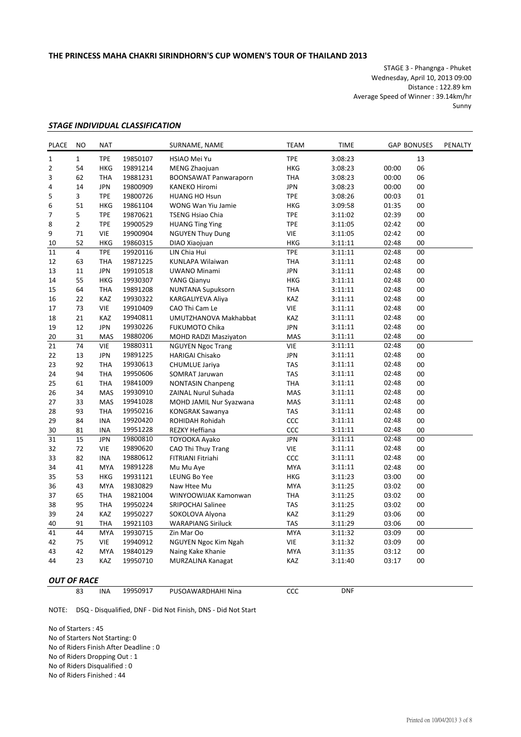# THE PRINCESS MAHA CHAKRI SIRINDHORN'S CUP WOMEN'S TOUR OF THAILAND 2013

STAGE 3 - Phangnga - Phuket
Wednesday, April 10, 2013 09:00
Distance : 122.89 km
Average Speed of Winner : 39.14km/hr
Sunny

## *STAGE INDIVIDUAL CLASSIFICATION*

| PLACE | NO | NAT | | SURNAME, NAME | TEAM | TIME | GAP | BONUSES | PENALTY |
|---|---|---|---|---|---|---|---|---|---|
| 1 | 1 | TPE | 19850107 | HSIAO Mei Yu | TPE | 3:08:23 | | 13 | |
| 2 | 54 | HKG | 19891214 | MENG Zhaojuan | HKG | 3:08:23 | 00:00 | 06 | |
| 3 | 62 | THA | 19881231 | BOONSAWAT Panwaraporn | THA | 3:08:23 | 00:00 | 06 | |
| 4 | 14 | JPN | 19800909 | KANEKO Hiromi | JPN | 3:08:23 | 00:00 | 00 | |
| 5 | 3 | TPE | 19800726 | HUANG HO Hsun | TPE | 3:08:26 | 00:03 | 01 | |
| 6 | 51 | HKG | 19861104 | WONG Wan Yiu Jamie | HKG | 3:09:58 | 01:35 | 00 | |
| 7 | 5 | TPE | 19870621 | TSENG Hsiao Chia | TPE | 3:11:02 | 02:39 | 00 | |
| 8 | 2 | TPE | 19900529 | HUANG Ting Ying | TPE | 3:11:05 | 02:42 | 00 | |
| 9 | 71 | VIE | 19900904 | NGUYEN Thuy Dung | VIE | 3:11:05 | 02:42 | 00 | |
| 10 | 52 | HKG | 19860315 | DIAO Xiaojuan | HKG | 3:11:11 | 02:48 | 00 | |
| 11 | 4 | TPE | 19920116 | LIN Chia Hui | TPE | 3:11:11 | 02:48 | 00 | |
| 12 | 63 | THA | 19871225 | KUNLAPA Wilaiwan | THA | 3:11:11 | 02:48 | 00 | |
| 13 | 11 | JPN | 19910518 | UWANO Minami | JPN | 3:11:11 | 02:48 | 00 | |
| 14 | 55 | HKG | 19930307 | YANG Qianyu | HKG | 3:11:11 | 02:48 | 00 | |
| 15 | 64 | THA | 19891208 | NUNTANA Supuksorn | THA | 3:11:11 | 02:48 | 00 | |
| 16 | 22 | KAZ | 19930322 | KARGALIYEVA Aliya | KAZ | 3:11:11 | 02:48 | 00 | |
| 17 | 73 | VIE | 19910409 | CAO Thi Cam Le | VIE | 3:11:11 | 02:48 | 00 | |
| 18 | 21 | KAZ | 19940811 | UMUTZHANOVA Makhabbat | KAZ | 3:11:11 | 02:48 | 00 | |
| 19 | 12 | JPN | 19930226 | FUKUMOTO Chika | JPN | 3:11:11 | 02:48 | 00 | |
| 20 | 31 | MAS | 19880206 | MOHD RADZI Masziyaton | MAS | 3:11:11 | 02:48 | 00 | |
| 21 | 74 | VIE | 19880311 | NGUYEN Ngoc Trang | VIE | 3:11:11 | 02:48 | 00 | |
| 22 | 13 | JPN | 19891225 | HARIGAI Chisako | JPN | 3:11:11 | 02:48 | 00 | |
| 23 | 92 | THA | 19930613 | CHUMLUE Jariya | TAS | 3:11:11 | 02:48 | 00 | |
| 24 | 94 | THA | 19950606 | SOMRAT Jaruwan | TAS | 3:11:11 | 02:48 | 00 | |
| 25 | 61 | THA | 19841009 | NONTASIN Chanpeng | THA | 3:11:11 | 02:48 | 00 | |
| 26 | 34 | MAS | 19930910 | ZAINAL Nurul Suhada | MAS | 3:11:11 | 02:48 | 00 | |
| 27 | 33 | MAS | 19941028 | MOHD JAMIL Nur Syazwana | MAS | 3:11:11 | 02:48 | 00 | |
| 28 | 93 | THA | 19950216 | KONGRAK Sawanya | TAS | 3:11:11 | 02:48 | 00 | |
| 29 | 84 | INA | 19920420 | ROHIDAH Rohidah | CCC | 3:11:11 | 02:48 | 00 | |
| 30 | 81 | INA | 19951228 | REZKY Heffiana | CCC | 3:11:11 | 02:48 | 00 | |
| 31 | 15 | JPN | 19800810 | TOYOOKA Ayako | JPN | 3:11:11 | 02:48 | 00 | |
| 32 | 72 | VIE | 19890620 | CAO Thi Thuy Trang | VIE | 3:11:11 | 02:48 | 00 | |
| 33 | 82 | INA | 19880612 | FITRIANI Fitriahi | CCC | 3:11:11 | 02:48 | 00 | |
| 34 | 41 | MYA | 19891228 | Mu Mu Aye | MYA | 3:11:11 | 02:48 | 00 | |
| 35 | 53 | HKG | 19931121 | LEUNG Bo Yee | HKG | 3:11:23 | 03:00 | 00 | |
| 36 | 43 | MYA | 19830829 | Naw Htee Mu | MYA | 3:11:25 | 03:02 | 00 | |
| 37 | 65 | THA | 19821004 | WINYOOWIJAK Kamonwan | THA | 3:11:25 | 03:02 | 00 | |
| 38 | 95 | THA | 19950224 | SRIPOCHAI Salinee | TAS | 3:11:25 | 03:02 | 00 | |
| 39 | 24 | KAZ | 19950227 | SOKOLOVA Alyona | KAZ | 3:11:29 | 03:06 | 00 | |
| 40 | 91 | THA | 19921103 | WARAPIANG Siriluck | TAS | 3:11:29 | 03:06 | 00 | |
| 41 | 44 | MYA | 19930715 | Zin Mar Oo | MYA | 3:11:32 | 03:09 | 00 | |
| 42 | 75 | VIE | 19940912 | NGUYEN Ngoc Kim Ngah | VIE | 3:11:32 | 03:09 | 00 | |
| 43 | 42 | MYA | 19840129 | Naing Kake Khanie | MYA | 3:11:35 | 03:12 | 00 | |
| 44 | 23 | KAZ | 19950710 | MURZALINA Kanagat | KAZ | 3:11:40 | 03:17 | 00 | |

## *OUT OF RACE*

| | NO | NAT | | SURNAME, NAME | TEAM | TIME |
|---|---|---|---|---|---|---|
| | 83 | INA | 19950917 | PUSOAWARDHAHI Nina | CCC | DNF |

NOTE: DSQ - Disqualified, DNF - Did Not Finish, DNS - Did Not Start

No of Starters : 45
No of Starters Not Starting: 0
No of Riders Finish After Deadline : 0
No of Riders Dropping Out : 1
No of Riders Disqualified : 0
No of Riders Finished : 44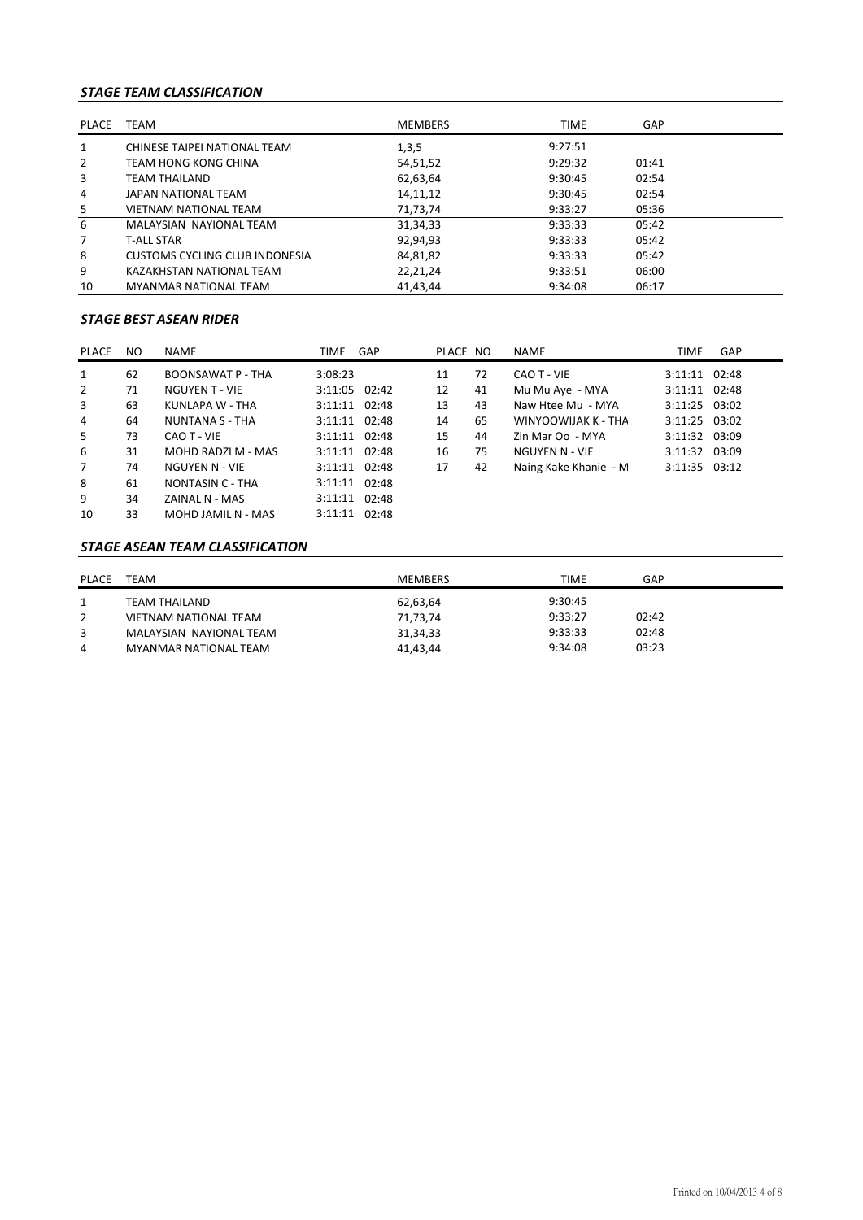### *STAGE TEAM CLASSIFICATION*

| PLACE | TEAM | MEMBERS | TIME | GAP |
|---|---|---|---|---|
| 1 | CHINESE TAIPEI NATIONAL TEAM | 1,3,5 | 9:27:51 | |
| 2 | TEAM HONG KONG CHINA | 54,51,52 | 9:29:32 | 01:41 |
| 3 | TEAM THAILAND | 62,63,64 | 9:30:45 | 02:54 |
| 4 | JAPAN NATIONAL TEAM | 14,11,12 | 9:30:45 | 02:54 |
| 5 | VIETNAM NATIONAL TEAM | 71,73,74 | 9:33:27 | 05:36 |
| 6 | MALAYSIAN NAYIONAL TEAM | 31,34,33 | 9:33:33 | 05:42 |
| 7 | T-ALL STAR | 92,94,93 | 9:33:33 | 05:42 |
| 8 | CUSTOMS CYCLING CLUB INDONESIA | 84,81,82 | 9:33:33 | 05:42 |
| 9 | KAZAKHSTAN NATIONAL TEAM | 22,21,24 | 9:33:51 | 06:00 |
| 10 | MYANMAR NATIONAL TEAM | 41,43,44 | 9:34:08 | 06:17 |

### *STAGE BEST ASEAN RIDER*

| PLACE | NO | NAME | TIME | GAP |
|---|---|---|---|---|
| 1 | 62 | BOONSAWAT P - THA | 3:08:23 | |
| 2 | 71 | NGUYEN T - VIE | 3:11:05 | 02:42 |
| 3 | 63 | KUNLAPA W - THA | 3:11:11 | 02:48 |
| 4 | 64 | NUNTANA S - THA | 3:11:11 | 02:48 |
| 5 | 73 | CAO T - VIE | 3:11:11 | 02:48 |
| 6 | 31 | MOHD RADZI M - MAS | 3:11:11 | 02:48 |
| 7 | 74 | NGUYEN N - VIE | 3:11:11 | 02:48 |
| 8 | 61 | NONTASIN C - THA | 3:11:11 | 02:48 |
| 9 | 34 | ZAINAL N - MAS | 3:11:11 | 02:48 |
| 10 | 33 | MOHD JAMIL N - MAS | 3:11:11 | 02:48 |
| 11 | 72 | CAO T - VIE | 3:11:11 | 02:48 |
| 12 | 41 | Mu Mu Aye - MYA | 3:11:11 | 02:48 |
| 13 | 43 | Naw Htee Mu - MYA | 3:11:25 | 03:02 |
| 14 | 65 | WINYOOWIJAK K - THA | 3:11:25 | 03:02 |
| 15 | 44 | Zin Mar Oo - MYA | 3:11:32 | 03:09 |
| 16 | 75 | NGUYEN N - VIE | 3:11:32 | 03:09 |
| 17 | 42 | Naing Kake Khanie - M | 3:11:35 | 03:12 |

### *STAGE ASEAN TEAM CLASSIFICATION*

| PLACE | TEAM | MEMBERS | TIME | GAP |
|---|---|---|---|---|
| 1 | TEAM THAILAND | 62,63,64 | 9:30:45 | |
| 2 | VIETNAM NATIONAL TEAM | 71,73,74 | 9:33:27 | 02:42 |
| 3 | MALAYSIAN NAYIONAL TEAM | 31,34,33 | 9:33:33 | 02:48 |
| 4 | MYANMAR NATIONAL TEAM | 41,43,44 | 9:34:08 | 03:23 |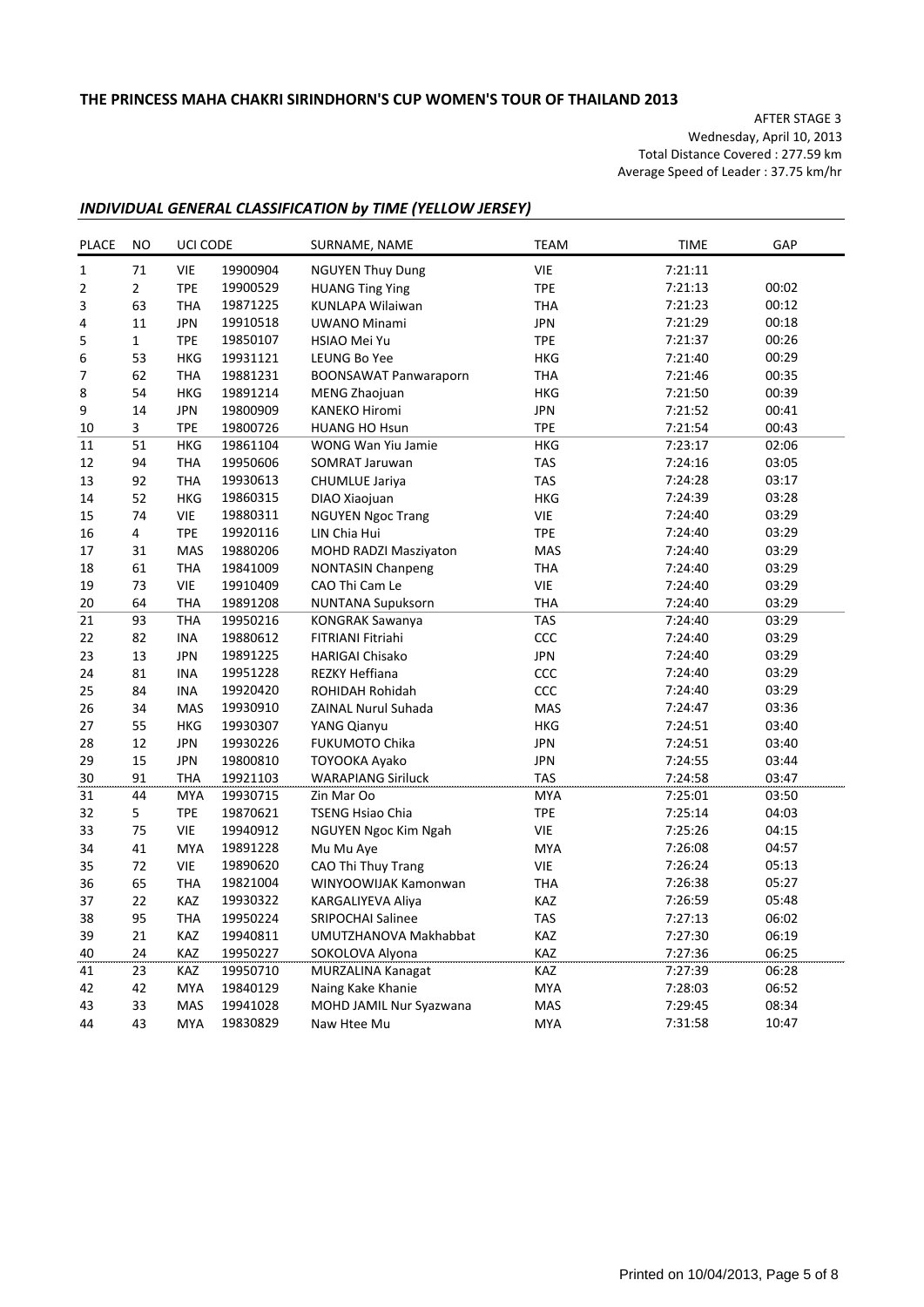## THE PRINCESS MAHA CHAKRI SIRINDHORN'S CUP WOMEN'S TOUR OF THAILAND 2013

AFTER STAGE 3
Wednesday, April 10, 2013
Total Distance Covered : 277.59 km
Average Speed of Leader : 37.75 km/hr

### *INDIVIDUAL GENERAL CLASSIFICATION by TIME (YELLOW JERSEY)*

| PLACE | NO | UCI CODE | | SURNAME, NAME | TEAM | TIME | GAP |
|---|---|---|---|---|---|---|---|
| 1 | 71 | VIE | 19900904 | NGUYEN Thuy Dung | VIE | 7:21:11 | |
| 2 | 2 | TPE | 19900529 | HUANG Ting Ying | TPE | 7:21:13 | 00:02 |
| 3 | 63 | THA | 19871225 | KUNLAPA Wilaiwan | THA | 7:21:23 | 00:12 |
| 4 | 11 | JPN | 19910518 | UWANO Minami | JPN | 7:21:29 | 00:18 |
| 5 | 1 | TPE | 19850107 | HSIAO Mei Yu | TPE | 7:21:37 | 00:26 |
| 6 | 53 | HKG | 19931121 | LEUNG Bo Yee | HKG | 7:21:40 | 00:29 |
| 7 | 62 | THA | 19881231 | BOONSAWAT Panwaraporn | THA | 7:21:46 | 00:35 |
| 8 | 54 | HKG | 19891214 | MENG Zhaojuan | HKG | 7:21:50 | 00:39 |
| 9 | 14 | JPN | 19800909 | KANEKO Hiromi | JPN | 7:21:52 | 00:41 |
| 10 | 3 | TPE | 19800726 | HUANG HO Hsun | TPE | 7:21:54 | 00:43 |
| 11 | 51 | HKG | 19861104 | WONG Wan Yiu Jamie | HKG | 7:23:17 | 02:06 |
| 12 | 94 | THA | 19950606 | SOMRAT Jaruwan | TAS | 7:24:16 | 03:05 |
| 13 | 92 | THA | 19930613 | CHUMLUE Jariya | TAS | 7:24:28 | 03:17 |
| 14 | 52 | HKG | 19860315 | DIAO Xiaojuan | HKG | 7:24:39 | 03:28 |
| 15 | 74 | VIE | 19880311 | NGUYEN Ngoc Trang | VIE | 7:24:40 | 03:29 |
| 16 | 4 | TPE | 19920116 | LIN Chia Hui | TPE | 7:24:40 | 03:29 |
| 17 | 31 | MAS | 19880206 | MOHD RADZI Masziyaton | MAS | 7:24:40 | 03:29 |
| 18 | 61 | THA | 19841009 | NONTASIN Chanpeng | THA | 7:24:40 | 03:29 |
| 19 | 73 | VIE | 19910409 | CAO Thi Cam Le | VIE | 7:24:40 | 03:29 |
| 20 | 64 | THA | 19891208 | NUNTANA Supuksorn | THA | 7:24:40 | 03:29 |
| 21 | 93 | THA | 19950216 | KONGRAK Sawanya | TAS | 7:24:40 | 03:29 |
| 22 | 82 | INA | 19880612 | FITRIANI Fitriahi | CCC | 7:24:40 | 03:29 |
| 23 | 13 | JPN | 19891225 | HARIGAI Chisako | JPN | 7:24:40 | 03:29 |
| 24 | 81 | INA | 19951228 | REZKY Heffiana | CCC | 7:24:40 | 03:29 |
| 25 | 84 | INA | 19920420 | ROHIDAH Rohidah | CCC | 7:24:40 | 03:29 |
| 26 | 34 | MAS | 19930910 | ZAINAL Nurul Suhada | MAS | 7:24:47 | 03:36 |
| 27 | 55 | HKG | 19930307 | YANG Qianyu | HKG | 7:24:51 | 03:40 |
| 28 | 12 | JPN | 19930226 | FUKUMOTO Chika | JPN | 7:24:51 | 03:40 |
| 29 | 15 | JPN | 19800810 | TOYOOKA Ayako | JPN | 7:24:55 | 03:44 |
| 30 | 91 | THA | 19921103 | WARAPIANG Siriluck | TAS | 7:24:58 | 03:47 |
| 31 | 44 | MYA | 19930715 | Zin Mar Oo | MYA | 7:25:01 | 03:50 |
| 32 | 5 | TPE | 19870621 | TSENG Hsiao Chia | TPE | 7:25:14 | 04:03 |
| 33 | 75 | VIE | 19940912 | NGUYEN Ngoc Kim Ngah | VIE | 7:25:26 | 04:15 |
| 34 | 41 | MYA | 19891228 | Mu Mu Aye | MYA | 7:26:08 | 04:57 |
| 35 | 72 | VIE | 19890620 | CAO Thi Thuy Trang | VIE | 7:26:24 | 05:13 |
| 36 | 65 | THA | 19821004 | WINYOOWIJAK Kamonwan | THA | 7:26:38 | 05:27 |
| 37 | 22 | KAZ | 19930322 | KARGALIYEVA Aliya | KAZ | 7:26:59 | 05:48 |
| 38 | 95 | THA | 19950224 | SRIPOCHAI Salinee | TAS | 7:27:13 | 06:02 |
| 39 | 21 | KAZ | 19940811 | UMUTZHANOVA Makhabbat | KAZ | 7:27:30 | 06:19 |
| 40 | 24 | KAZ | 19950227 | SOKOLOVA Alyona | KAZ | 7:27:36 | 06:25 |
| 41 | 23 | KAZ | 19950710 | MURZALINA Kanagat | KAZ | 7:27:39 | 06:28 |
| 42 | 42 | MYA | 19840129 | Naing Kake Khanie | MYA | 7:28:03 | 06:52 |
| 43 | 33 | MAS | 19941028 | MOHD JAMIL Nur Syazwana | MAS | 7:29:45 | 08:34 |
| 44 | 43 | MYA | 19830829 | Naw Htee Mu | MYA | 7:31:58 | 10:47 |

Printed on 10/04/2013, Page 5 of 8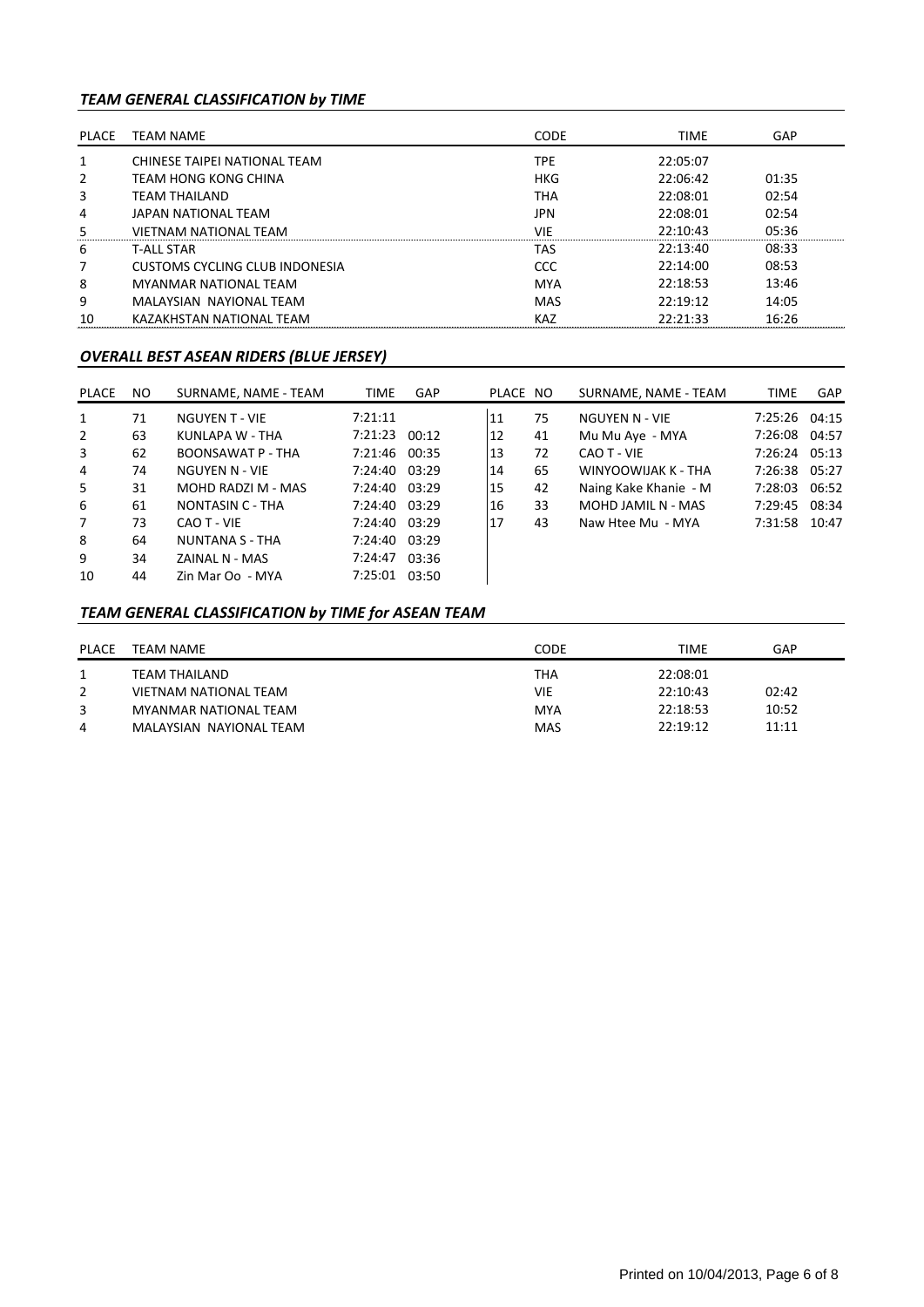### *TEAM GENERAL CLASSIFICATION by TIME*

| PLACE | TEAM NAME | CODE | TIME | GAP |
|---|---|---|---|---|
| 1 | CHINESE TAIPEI NATIONAL TEAM | TPE | 22:05:07 | |
| 2 | TEAM HONG KONG CHINA | HKG | 22:06:42 | 01:35 |
| 3 | TEAM THAILAND | THA | 22:08:01 | 02:54 |
| 4 | JAPAN NATIONAL TEAM | JPN | 22:08:01 | 02:54 |
| 5 | VIETNAM NATIONAL TEAM | VIE | 22:10:43 | 05:36 |
| 6 | T-ALL STAR | TAS | 22:13:40 | 08:33 |
| 7 | CUSTOMS CYCLING CLUB INDONESIA | CCC | 22:14:00 | 08:53 |
| 8 | MYANMAR NATIONAL TEAM | MYA | 22:18:53 | 13:46 |
| 9 | MALAYSIAN NAYIONAL TEAM | MAS | 22:19:12 | 14:05 |
| 10 | KAZAKHSTAN NATIONAL TEAM | KAZ | 22:21:33 | 16:26 |

### *OVERALL BEST ASEAN RIDERS (BLUE JERSEY)*

| PLACE | NO | SURNAME, NAME - TEAM | TIME | GAP |
|---|---|---|---|---|
| 1 | 71 | NGUYEN T - VIE | 7:21:11 | |
| 2 | 63 | KUNLAPA W - THA | 7:21:23 | 00:12 |
| 3 | 62 | BOONSAWAT P - THA | 7:21:46 | 00:35 |
| 4 | 74 | NGUYEN N - VIE | 7:24:40 | 03:29 |
| 5 | 31 | MOHD RADZI M - MAS | 7:24:40 | 03:29 |
| 6 | 61 | NONTASIN C - THA | 7:24:40 | 03:29 |
| 7 | 73 | CAO T - VIE | 7:24:40 | 03:29 |
| 8 | 64 | NUNTANA S - THA | 7:24:40 | 03:29 |
| 9 | 34 | ZAINAL N - MAS | 7:24:47 | 03:36 |
| 10 | 44 | Zin Mar Oo - MYA | 7:25:01 | 03:50 |
| 11 | 75 | NGUYEN N - VIE | 7:25:26 | 04:15 |
| 12 | 41 | Mu Mu Aye - MYA | 7:26:08 | 04:57 |
| 13 | 72 | CAO T - VIE | 7:26:24 | 05:13 |
| 14 | 65 | WINYOOWIJAK K - THA | 7:26:38 | 05:27 |
| 15 | 42 | Naing Kake Khanie - M | 7:28:03 | 06:52 |
| 16 | 33 | MOHD JAMIL N - MAS | 7:29:45 | 08:34 |
| 17 | 43 | Naw Htee Mu - MYA | 7:31:58 | 10:47 |

### *TEAM GENERAL CLASSIFICATION by TIME for ASEAN TEAM*

| PLACE | TEAM NAME | CODE | TIME | GAP |
|---|---|---|---|---|
| 1 | TEAM THAILAND | THA | 22:08:01 | |
| 2 | VIETNAM NATIONAL TEAM | VIE | 22:10:43 | 02:42 |
| 3 | MYANMAR NATIONAL TEAM | MYA | 22:18:53 | 10:52 |
| 4 | MALAYSIAN NAYIONAL TEAM | MAS | 22:19:12 | 11:11 |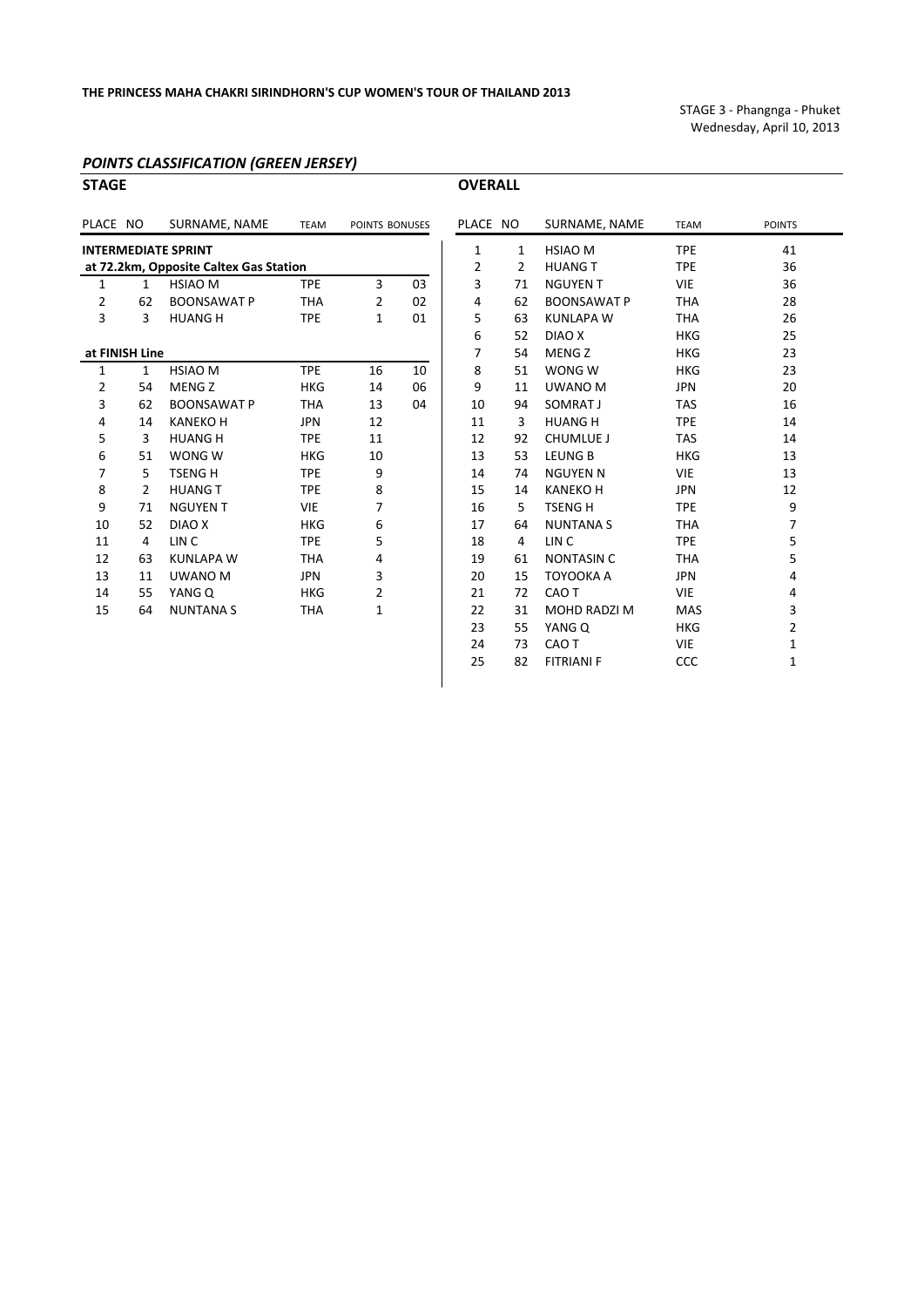**THE PRINCESS MAHA CHAKRI SIRINDHORN'S CUP WOMEN'S TOUR OF THAILAND 2013**

STAGE 3 - Phangnga - Phuket
Wednesday, April 10, 2013

## *POINTS CLASSIFICATION (GREEN JERSEY)*

### STAGE

**INTERMEDIATE SPRINT**
**at 72.2km, Opposite Caltex Gas Station**

| PLACE | NO | SURNAME, NAME | TEAM | POINTS | BONUSES |
|---|---|---|---|---|---|
| 1 | 1 | HSIAO M | TPE | 3 | 03 |
| 2 | 62 | BOONSAWAT P | THA | 2 | 02 |
| 3 | 3 | HUANG H | TPE | 1 | 01 |

**at FINISH Line**

| PLACE | NO | SURNAME, NAME | TEAM | POINTS | BONUSES |
|---|---|---|---|---|---|
| 1 | 1 | HSIAO M | TPE | 16 | 10 |
| 2 | 54 | MENG Z | HKG | 14 | 06 |
| 3 | 62 | BOONSAWAT P | THA | 13 | 04 |
| 4 | 14 | KANEKO H | JPN | 12 | |
| 5 | 3 | HUANG H | TPE | 11 | |
| 6 | 51 | WONG W | HKG | 10 | |
| 7 | 5 | TSENG H | TPE | 9 | |
| 8 | 2 | HUANG T | TPE | 8 | |
| 9 | 71 | NGUYEN T | VIE | 7 | |
| 10 | 52 | DIAO X | HKG | 6 | |
| 11 | 4 | LIN C | TPE | 5 | |
| 12 | 63 | KUNLAPA W | THA | 4 | |
| 13 | 11 | UWANO M | JPN | 3 | |
| 14 | 55 | YANG Q | HKG | 2 | |
| 15 | 64 | NUNTANA S | THA | 1 | |

### OVERALL

| PLACE | NO | SURNAME, NAME | TEAM | POINTS |
|---|---|---|---|---|
| 1 | 1 | HSIAO M | TPE | 41 |
| 2 | 2 | HUANG T | TPE | 36 |
| 3 | 71 | NGUYEN T | VIE | 36 |
| 4 | 62 | BOONSAWAT P | THA | 28 |
| 5 | 63 | KUNLAPA W | THA | 26 |
| 6 | 52 | DIAO X | HKG | 25 |
| 7 | 54 | MENG Z | HKG | 23 |
| 8 | 51 | WONG W | HKG | 23 |
| 9 | 11 | UWANO M | JPN | 20 |
| 10 | 94 | SOMRAT J | TAS | 16 |
| 11 | 3 | HUANG H | TPE | 14 |
| 12 | 92 | CHUMLUE J | TAS | 14 |
| 13 | 53 | LEUNG B | HKG | 13 |
| 14 | 74 | NGUYEN N | VIE | 13 |
| 15 | 14 | KANEKO H | JPN | 12 |
| 16 | 5 | TSENG H | TPE | 9 |
| 17 | 64 | NUNTANA S | THA | 7 |
| 18 | 4 | LIN C | TPE | 5 |
| 19 | 61 | NONTASIN C | THA | 5 |
| 20 | 15 | TOYOOKA A | JPN | 4 |
| 21 | 72 | CAO T | VIE | 4 |
| 22 | 31 | MOHD RADZI M | MAS | 3 |
| 23 | 55 | YANG Q | HKG | 2 |
| 24 | 73 | CAO T | VIE | 1 |
| 25 | 82 | FITRIANI F | CCC | 1 |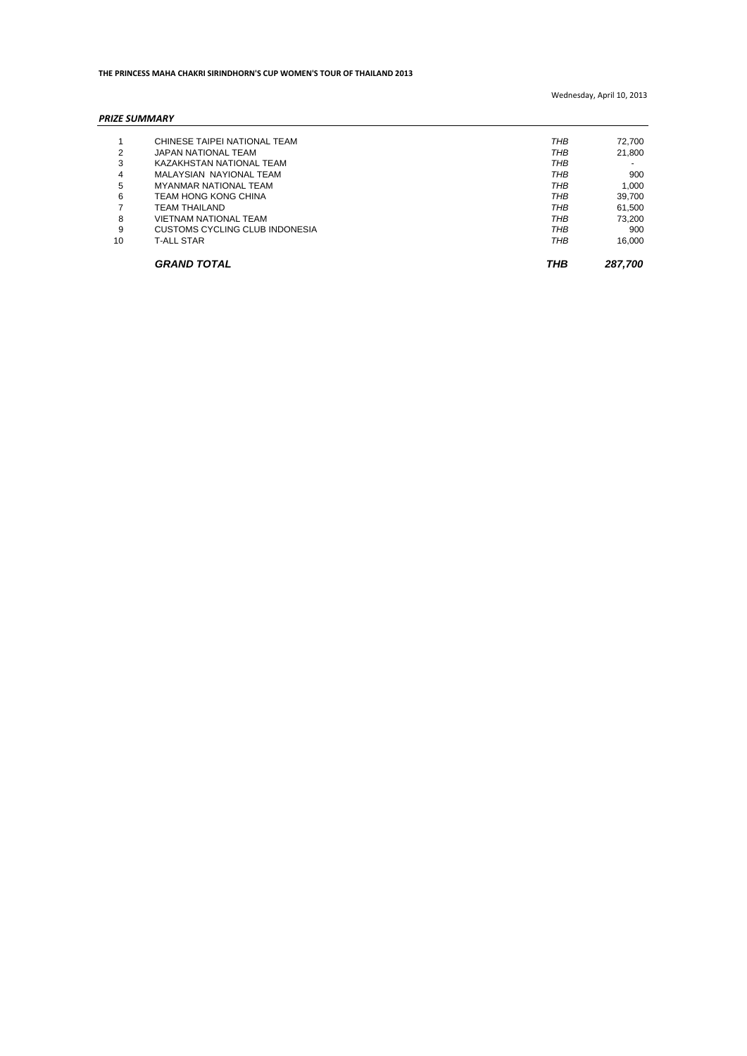**THE PRINCESS MAHA CHAKRI SIRINDHORN'S CUP WOMEN'S TOUR OF THAILAND 2013**

Wednesday, April 10, 2013

***PRIZE SUMMARY***

| | | | |
|---|---|---|---|
| 1 | CHINESE TAIPEI NATIONAL TEAM | *THB* | 72,700 |
| 2 | JAPAN NATIONAL TEAM | *THB* | 21,800 |
| 3 | KAZAKHSTAN NATIONAL TEAM | *THB* | - |
| 4 | MALAYSIAN NAYIONAL TEAM | *THB* | 900 |
| 5 | MYANMAR NATIONAL TEAM | *THB* | 1,000 |
| 6 | TEAM HONG KONG CHINA | *THB* | 39,700 |
| 7 | TEAM THAILAND | *THB* | 61,500 |
| 8 | VIETNAM NATIONAL TEAM | *THB* | 73,200 |
| 9 | CUSTOMS CYCLING CLUB INDONESIA | *THB* | 900 |
| 10 | T-ALL STAR | *THB* | 16,000 |
| | ***GRAND TOTAL*** | ***THB*** | ***287,700*** |